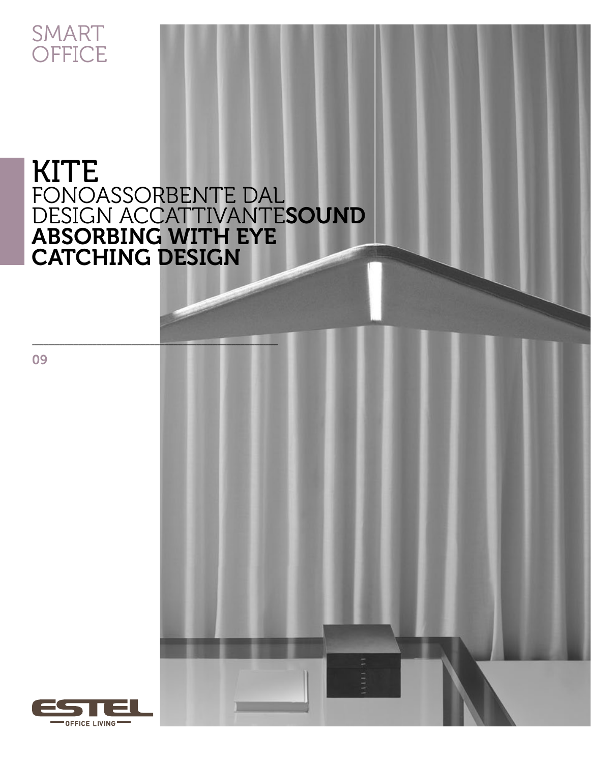SMART
OFFICE

# KITE

FONOASSORBENTE DAL DESIGN ACCATTIVANTE**SOUND ABSORBING WITH EYE CATCHING DESIGN**

09

ESTEL
OFFICE LIVING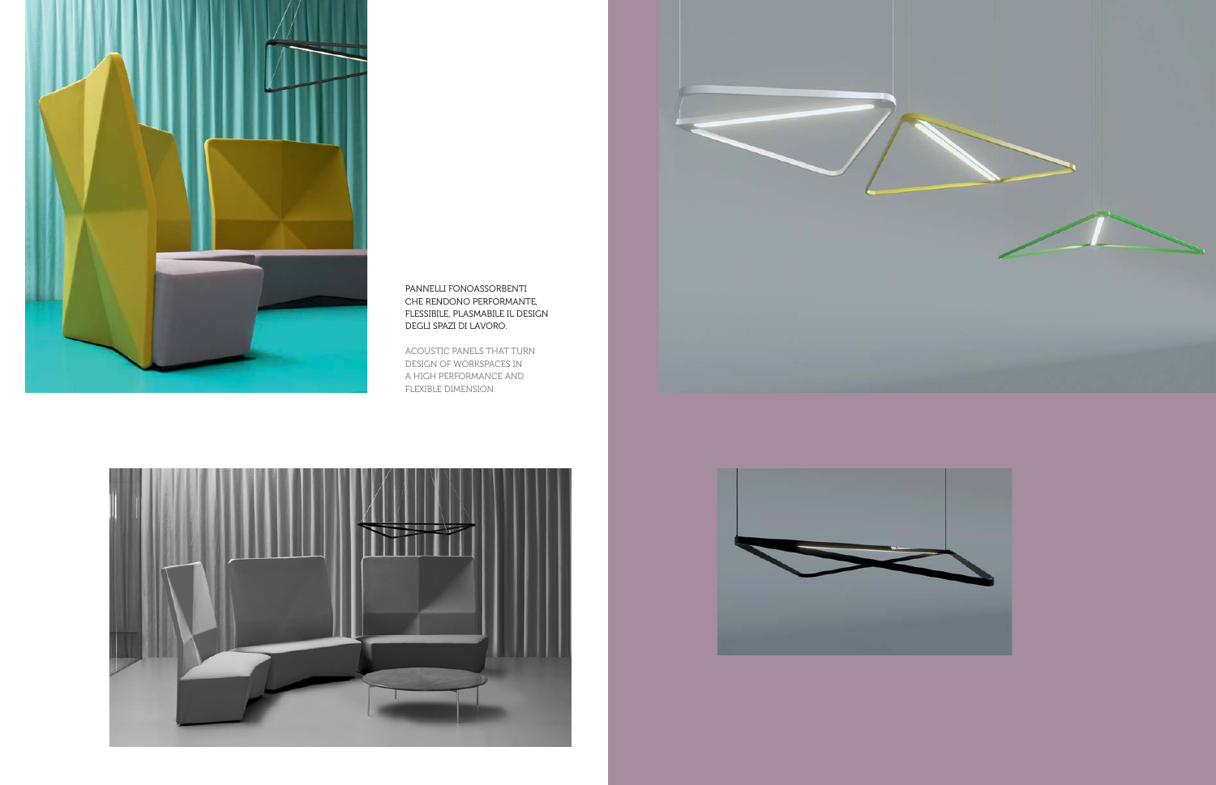PANNELLI FONOASSORBENTI CHE RENDONO PERFORMANTE, FLESSIBILE, PLASMABILE IL DESIGN DEGLI SPAZI DI LAVORO.

ACOUSTIC PANELS THAT TURN DESIGN OF WORKSPACES IN A HIGH PERFORMANCE AND FLEXIBLE DIMENSION.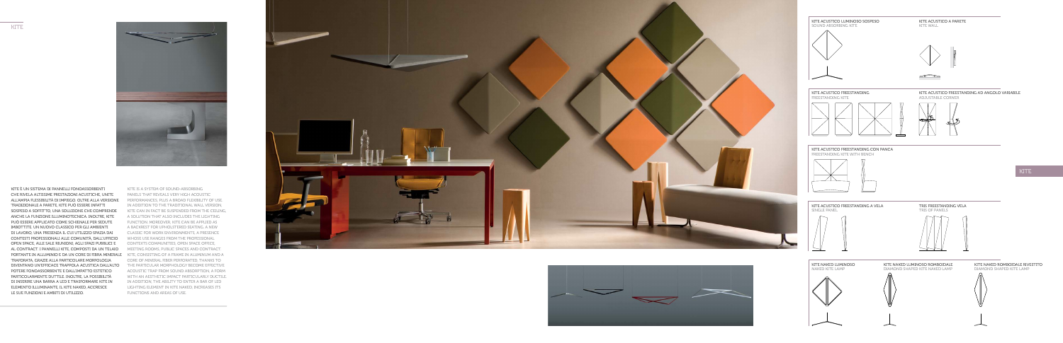# KITE

KITE È UN SISTEMA DI PANNELLI FONOASSORBENTI CHE RIVELA ALTISSIME PRESTAZIONI ACUSTICHE, UNITE ALL'AMPIA FLESSIBILITÀ DI IMPIEGO. OLTRE ALLA VERSIONE TRADIZIONALE A PARETE, KITE PUÒ ESSERE INFATTI SOSPESO A SOFFITTO, UNA SOLUZIONE CHE COMPRENDE ANCHE LA FUNZIONE ILLUMINOTECNICA. INOLTRE, KITE PUÒ ESSERE APPLICATO COME SCHIENALE PER SEDUTE IMBOTTITE. UN NUOVO CLASSICO PER GLI AMBIENTI DI LAVORO, UNA PRESENZA IL CUI UTILIZZO SPAZIA DAI CONTESTI PROFESSIONALI ALLE COMUNITÀ, DALL'UFFICIO OPEN SPACE, ALLE SALE RIUNIONI, AGLI SPAZI PUBBLICI E AL CONTRACT. I PANNELLI KITE, COMPOSTI DA UN TELAIO PORTANTE IN ALLUMINIO E DA UN CORE DI FIBRA MINERALE TRAFORATA, GRAZIE ALLA PARTICOLARE MORFOLOGIA, DIVENTANO UN'EFFICACE TRAPPOLA ACUSTICA DALL'ALTO POTERE FONOASSORBENTE E DALL'IMPATTO ESTETICO PARTICOLARMENTE DUTTILE. INOLTRE, LA POSSIBILITÀ DI INSERIRE UNA BARRA A LED E TRASFORMARE KITE IN ELEMENTO ILLUMINANTE, IL KITE NAKED, ACCRESCE LE SUE FUNZIONI E AMBITI DI UTILIZZO.

KITE IS A SYSTEM OF SOUND-ABSORBING PANELS THAT REVEALS VERY HIGH ACOUSTIC PERFORMANCES, PLUS A BROAD FLEXIBILITY OF USE. IN ADDITION TO THE TRADITIONAL WALL VERSION, KITE CAN IN FACT BE SUSPENDED FROM THE CEILING, A SOLUTION THAT ALSO INCLUDES THE LIGHTING FUNCTION. MOREOVER, KITE CAN BE APPLIED AS A BACKREST FOR UPHOLSTERED SEATING. A NEW CLASSIC FOR WORK ENVIRONMENTS, A PRESENCE WHOSE USE RANGES FROM THE PROFESSIONAL CONTEXTS COMMUNITIES, OPEN SPACE OFFICE, MEETING ROOMS, PUBLIC SPACES AND CONTRACT. KITE, CONSISTING OF A FRAME IN ALLUMINUM AND A CORE OF MINERAL FIBER PERFORATED, THANKS TO THE PARTICULAR MORPHOLOGY BECOME EFFECTIVE ACOUSTIC TRAP FROM SOUND ABSORPTION, A FORM WITH AN AESTHETIC IMPACT PARTICULARLY DUCTILE. IN ADDITION, THE ABILITY TO ENTER A BAR OF LED LIGHTING ELEMENT IN KITE NAKED, INCREASES IT'S FUNCTIONS AND AREAS OF USE.

KITE ACUSTICO LUMINOSO SOSPESO
SOUND ABSORBING KITE

KITE ACUSTICO A PARETE
KITE WALL

KITE ACUSTICO FREESTANDING
FREESTANDING KITE

KITE ACUSTICO FREESTANDING AD ANGOLO VARIABILE
ADJUSTABLE CORNER

KITE ACUSTICO FREESTANDING CON PANCA
FREESTANDING KITE WITH BENCH

KITE ACUSTICO FREESTANDING A VELA
SINGLE PANEL

TRIS FREESTANDING VELA
TRIS OF PANELS

KITE NAKED LUMINOSO
NAKED KITE LAMP

KITE NAKED LUMINOSO ROMBOIDALE
DIAMOND SHAPED KITE NAKED LAMP

KITE NAKED ROMBOIDALE RIVESTITO
DIAMOND SHAPED KITE LAMP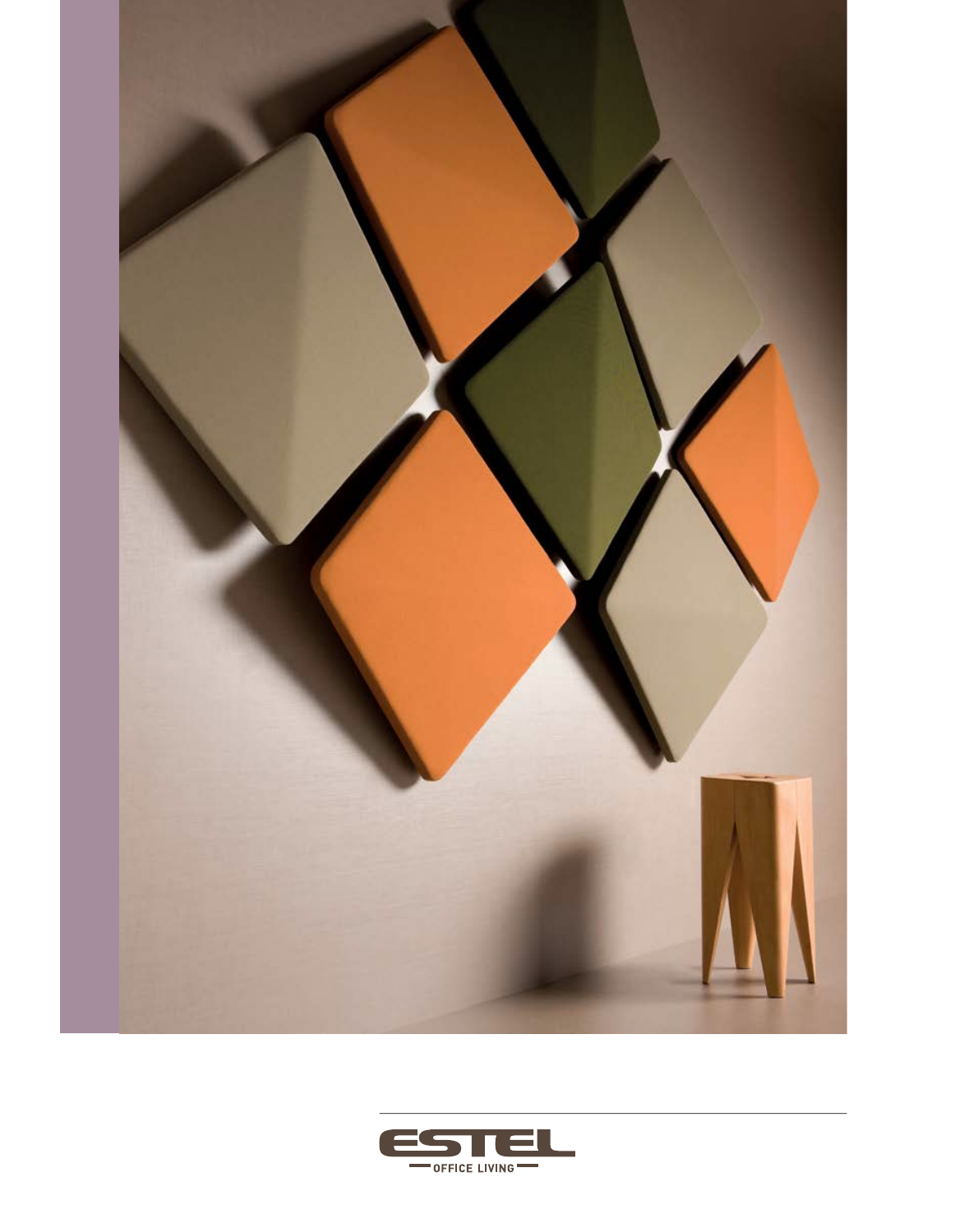ESTEL

OFFICE LIVING